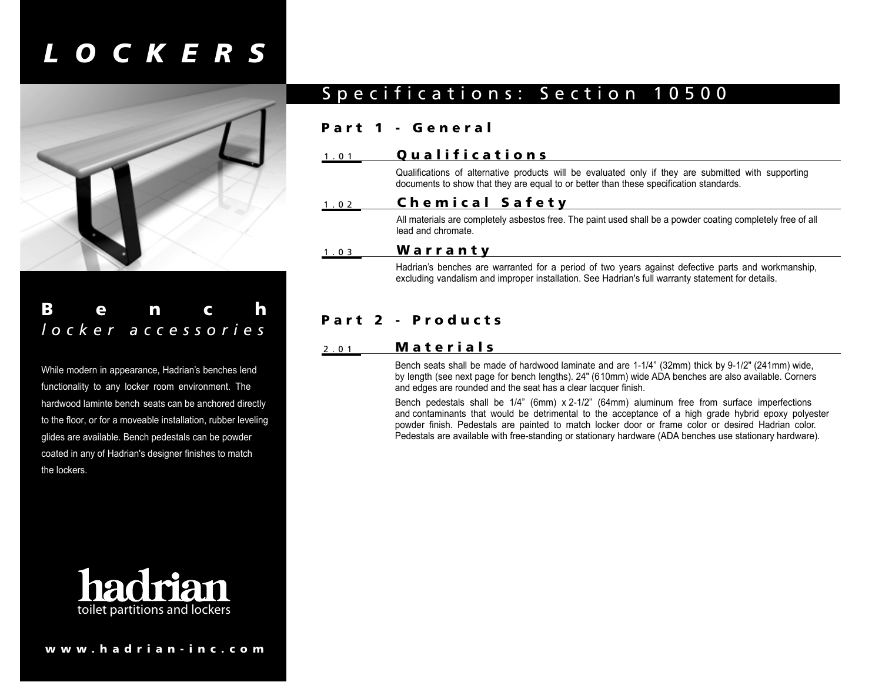# LOCKERS

## Bench
*locker accessories*

While modern in appearance, Hadrian's benches lend functionality to any locker room environment. The hardwood laminte bench seats can be anchored directly to the floor, or for a moveable installation, rubber leveling glides are available. Bench pedestals can be powder coated in any of Hadrian's designer finishes to match the lockers.

hadrian
toilet partitions and lockers

www.hadrian-inc.com

## Specifications: Section 10500

### Part 1 - General

#### 1.01 Qualifications

Qualifications of alternative products will be evaluated only if they are submitted with supporting documents to show that they are equal to or better than these specification standards.

#### 1.02 Chemical Safety

All materials are completely asbestos free. The paint used shall be a powder coating completely free of all lead and chromate.

#### 1.03 Warranty

Hadrian's benches are warranted for a period of two years against defective parts and workmanship, excluding vandalism and improper installation. See Hadrian's full warranty statement for details.

### Part 2 - Products

#### 2.01 Materials

Bench seats shall be made of hardwood laminate and are 1-1/4" (32mm) thick by 9-1/2" (241mm) wide, by length (see next page for bench lengths). 24" (610mm) wide ADA benches are also available. Corners and edges are rounded and the seat has a clear lacquer finish.

Bench pedestals shall be 1/4" (6mm) x 2-1/2" (64mm) aluminum free from surface imperfections and contaminants that would be detrimental to the acceptance of a high grade hybrid epoxy polyester powder finish. Pedestals are painted to match locker door or frame color or desired Hadrian color. Pedestals are available with free-standing or stationary hardware (ADA benches use stationary hardware).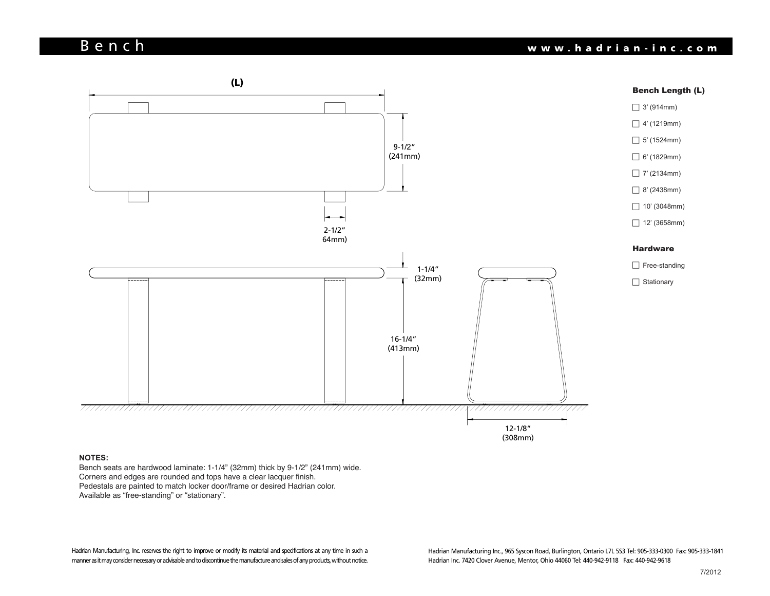# Bench

www.hadrian-inc.com

(L)

9-1/2" (241mm)

2-1/2" 64mm)

1-1/4" (32mm)

16-1/4" (413mm)

12-1/8" (308mm)

### Bench Length (L)

- ☐ 3' (914mm)
- ☐ 4' (1219mm)
- ☐ 5' (1524mm)
- ☐ 6' (1829mm)
- ☐ 7' (2134mm)
- ☐ 8' (2438mm)
- ☐ 10' (3048mm)
- ☐ 12' (3658mm)

### Hardware

- ☐ Free-standing
- ☐ Stationary

**NOTES:**

Bench seats are hardwood laminate: 1-1/4" (32mm) thick by 9-1/2" (241mm) wide.
Corners and edges are rounded and tops have a clear lacquer finish.
Pedestals are painted to match locker door/frame or desired Hadrian color.
Available as "free-standing" or "stationary".

Hadrian Manufacturing, Inc. reserves the right to improve or modify its material and specifications at any time in such a manner as it may consider necessary or advisable and to discontinue the manufacture and sales of any products, without notice.

Hadrian Manufacturing Inc., 965 Syscon Road, Burlington, Ontario L7L 5S3 Tel: 905-333-0300 Fax: 905-333-1841
Hadrian Inc. 7420 Clover Avenue, Mentor, Ohio 44060 Tel: 440-942-9118 Fax: 440-942-9618

7/2012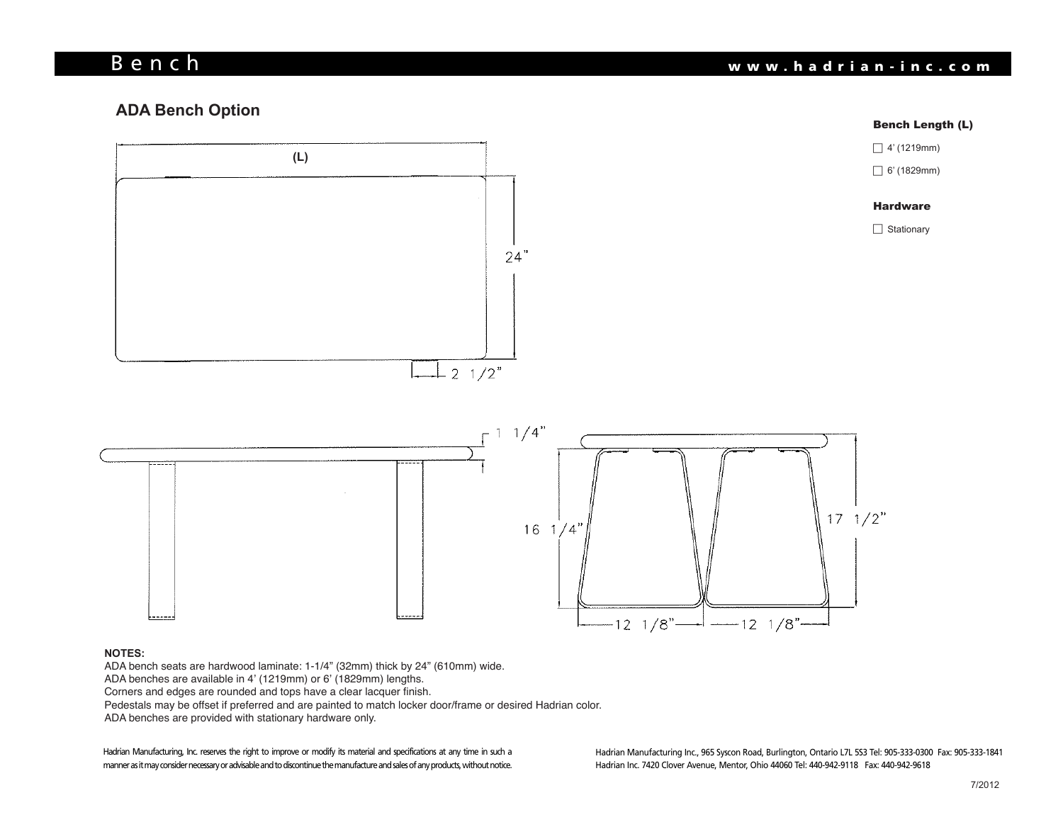## ADA Bench Option

(L)

24"

2 1/2"

1 1/4"

16 1/4"

17 1/2"

12 1/8"

12 1/8"

**Bench Length (L)**

- ☐ 4' (1219mm)
- ☐ 6' (1829mm)

**Hardware**

- ☐ Stationary

**NOTES:**

ADA bench seats are hardwood laminate: 1-1/4" (32mm) thick by 24" (610mm) wide.
ADA benches are available in 4' (1219mm) or 6' (1829mm) lengths.
Corners and edges are rounded and tops have a clear lacquer finish.
Pedestals may be offset if preferred and are painted to match locker door/frame or desired Hadrian color.
ADA benches are provided with stationary hardware only.

Hadrian Manufacturing, Inc. reserves the right to improve or modify its material and specifications at any time in such a manner as it may consider necessary or advisable and to discontinue the manufacture and sales of any products, without notice.

Hadrian Manufacturing Inc., 965 Syscon Road, Burlington, Ontario L7L 5S3 Tel: 905-333-0300 Fax: 905-333-1841
Hadrian Inc. 7420 Clover Avenue, Mentor, Ohio 44060 Tel: 440-942-9118 Fax: 440-942-9618

7/2012